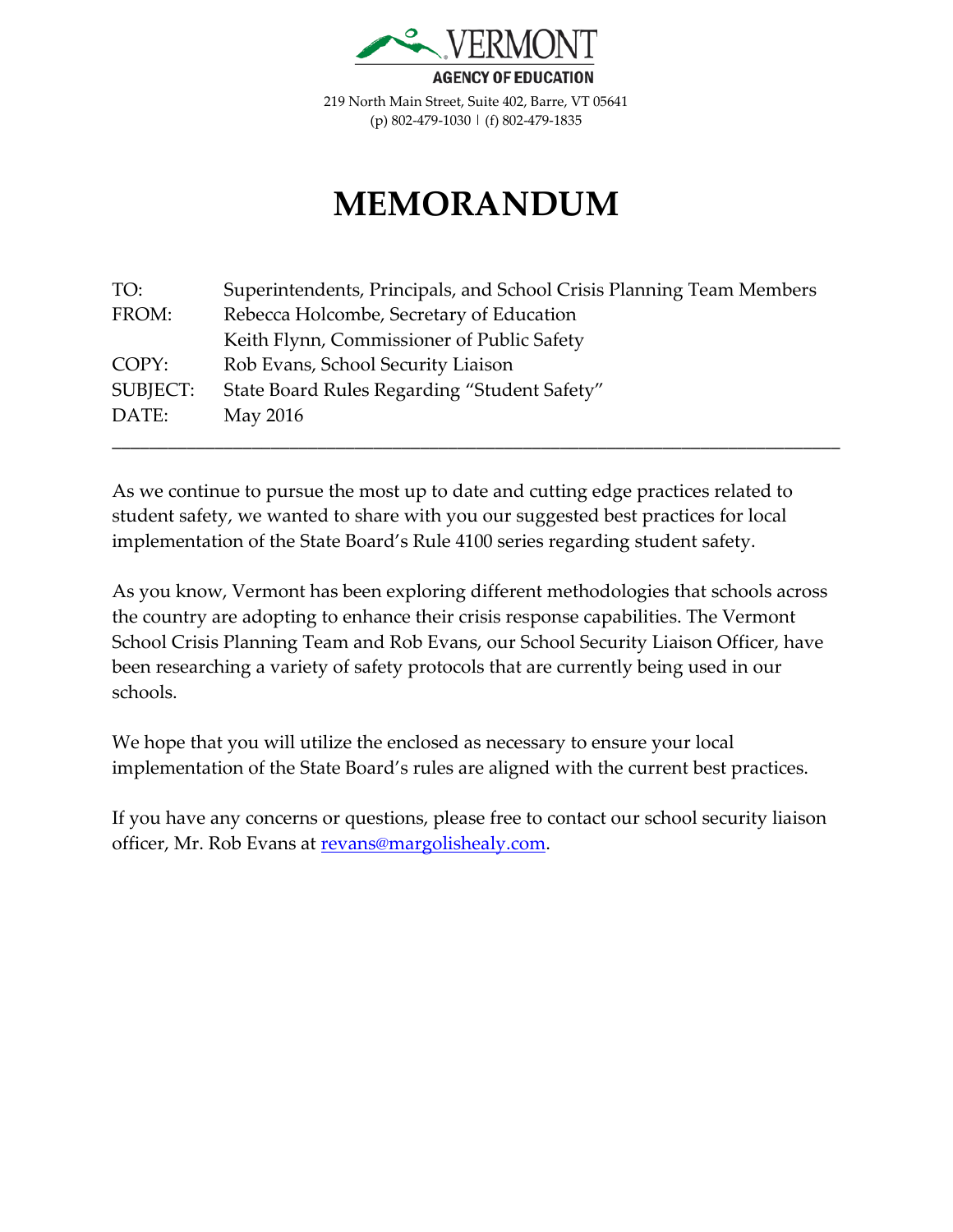VERMONT

AGENCY OF EDUCATION

219 North Main Street, Suite 402, Barre, VT 05641
(p) 802-479-1030 | (f) 802-479-1835

# MEMORANDUM

| | |
|---|---|
| TO: | Superintendents, Principals, and School Crisis Planning Team Members |
| FROM: | Rebecca Holcombe, Secretary of Education |
| | Keith Flynn, Commissioner of Public Safety |
| COPY: | Rob Evans, School Security Liaison |
| SUBJECT: | State Board Rules Regarding "Student Safety" |
| DATE: | May 2016 |

---

As we continue to pursue the most up to date and cutting edge practices related to student safety, we wanted to share with you our suggested best practices for local implementation of the State Board's Rule 4100 series regarding student safety.

As you know, Vermont has been exploring different methodologies that schools across the country are adopting to enhance their crisis response capabilities. The Vermont School Crisis Planning Team and Rob Evans, our School Security Liaison Officer, have been researching a variety of safety protocols that are currently being used in our schools.

We hope that you will utilize the enclosed as necessary to ensure your local implementation of the State Board's rules are aligned with the current best practices.

If you have any concerns or questions, please free to contact our school security liaison officer, Mr. Rob Evans at [revans@margolishealy.com](mailto:revans@margolishealy.com).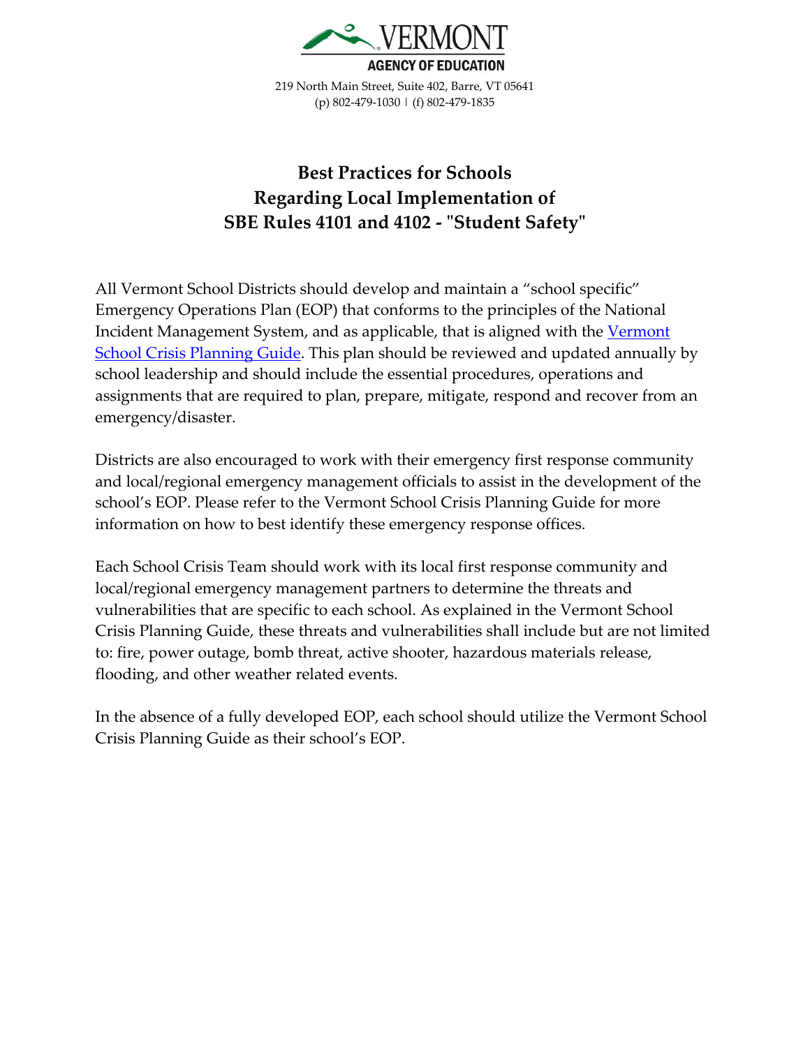VERMONT

AGENCY OF EDUCATION

219 North Main Street, Suite 402, Barre, VT 05641
(p) 802-479-1030 | (f) 802-479-1835

# Best Practices for Schools Regarding Local Implementation of SBE Rules 4101 and 4102 - "Student Safety"

All Vermont School Districts should develop and maintain a "school specific" Emergency Operations Plan (EOP) that conforms to the principles of the National Incident Management System, and as applicable, that is aligned with the Vermont School Crisis Planning Guide. This plan should be reviewed and updated annually by school leadership and should include the essential procedures, operations and assignments that are required to plan, prepare, mitigate, respond and recover from an emergency/disaster.

Districts are also encouraged to work with their emergency first response community and local/regional emergency management officials to assist in the development of the school's EOP. Please refer to the Vermont School Crisis Planning Guide for more information on how to best identify these emergency response offices.

Each School Crisis Team should work with its local first response community and local/regional emergency management partners to determine the threats and vulnerabilities that are specific to each school. As explained in the Vermont School Crisis Planning Guide, these threats and vulnerabilities shall include but are not limited to: fire, power outage, bomb threat, active shooter, hazardous materials release, flooding, and other weather related events.

In the absence of a fully developed EOP, each school should utilize the Vermont School Crisis Planning Guide as their school's EOP.